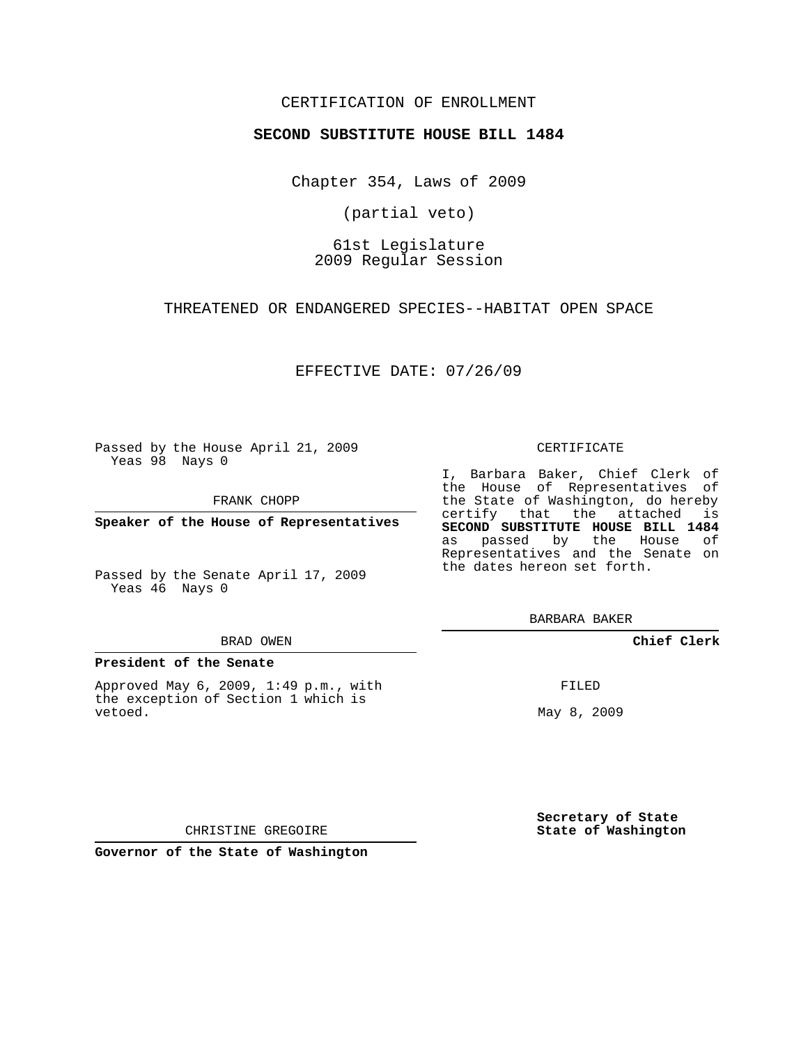CERTIFICATION OF ENROLLMENT

**SECOND SUBSTITUTE HOUSE BILL 1484**

Chapter 354, Laws of 2009

(partial veto)

61st Legislature
2009 Regular Session

THREATENED OR ENDANGERED SPECIES--HABITAT OPEN SPACE

EFFECTIVE DATE: 07/26/09

Passed by the House April 21, 2009
Yeas 98 Nays 0

FRANK CHOPP

**Speaker of the House of Representatives**

Passed by the Senate April 17, 2009
Yeas 46 Nays 0

BRAD OWEN

**President of the Senate**

Approved May 6, 2009, 1:49 p.m., with the exception of Section 1 which is vetoed.

CHRISTINE GREGOIRE

**Governor of the State of Washington**

CERTIFICATE

I, Barbara Baker, Chief Clerk of the House of Representatives of the State of Washington, do hereby certify that the attached is **SECOND SUBSTITUTE HOUSE BILL 1484** as passed by the House of Representatives and the Senate on the dates hereon set forth.

BARBARA BAKER

**Chief Clerk**

FILED

May 8, 2009

**Secretary of State**
**State of Washington**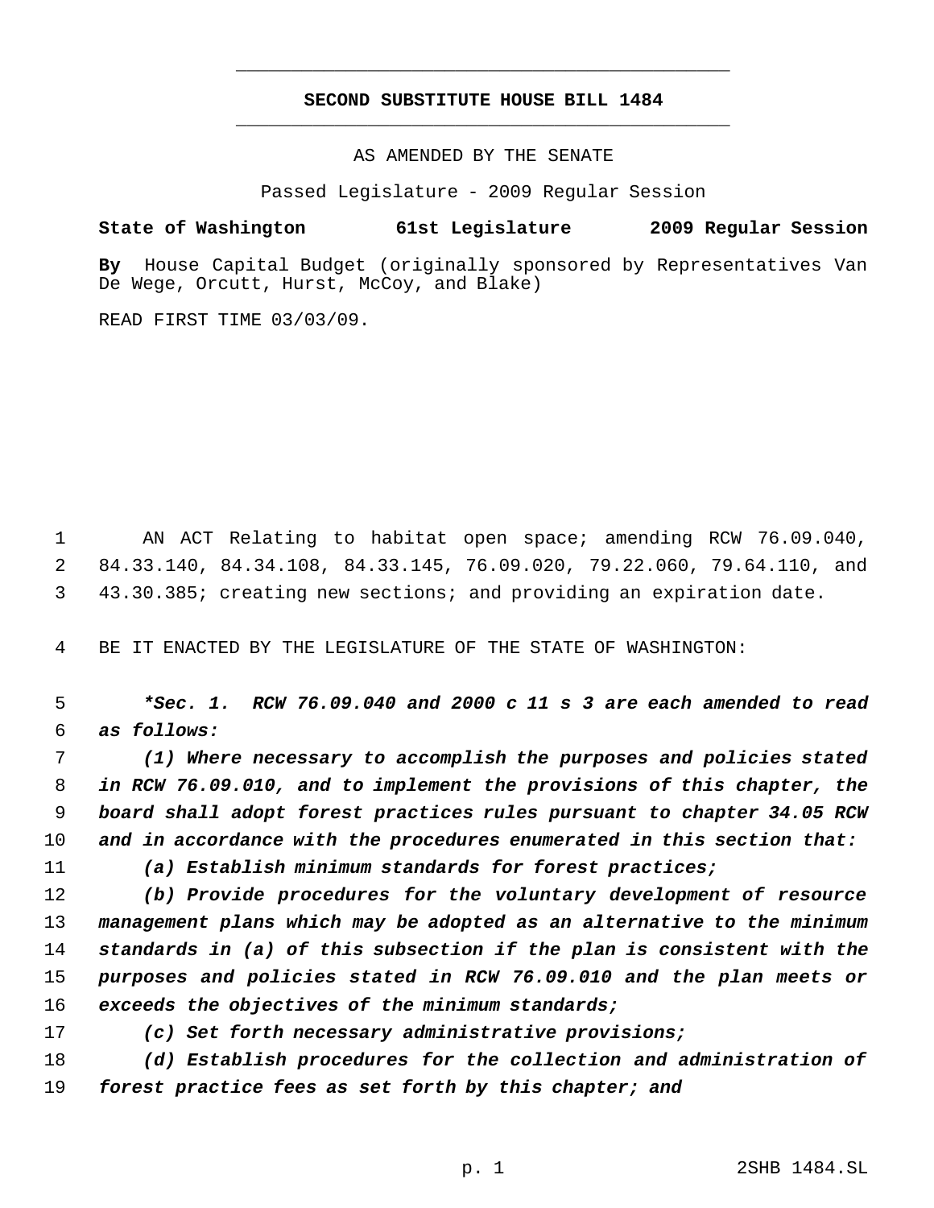# SECOND SUBSTITUTE HOUSE BILL 1484

AS AMENDED BY THE SENATE

Passed Legislature - 2009 Regular Session

**State of Washington 61st Legislature 2009 Regular Session**

**By** House Capital Budget (originally sponsored by Representatives Van De Wege, Orcutt, Hurst, McCoy, and Blake)

READ FIRST TIME 03/03/09.

AN ACT Relating to habitat open space; amending RCW 76.09.040, 84.33.140, 84.34.108, 84.33.145, 76.09.020, 79.22.060, 79.64.110, and 43.30.385; creating new sections; and providing an expiration date.

BE IT ENACTED BY THE LEGISLATURE OF THE STATE OF WASHINGTON:

***Sec. 1. RCW 76.09.040 and 2000 c 11 s 3 are each amended to read as follows:***

***(1) Where necessary to accomplish the purposes and policies stated in RCW 76.09.010, and to implement the provisions of this chapter, the board shall adopt forest practices rules pursuant to chapter 34.05 RCW and in accordance with the procedures enumerated in this section that:***

***(a) Establish minimum standards for forest practices;***

***(b) Provide procedures for the voluntary development of resource management plans which may be adopted as an alternative to the minimum standards in (a) of this subsection if the plan is consistent with the purposes and policies stated in RCW 76.09.010 and the plan meets or exceeds the objectives of the minimum standards;***

***(c) Set forth necessary administrative provisions;***

***(d) Establish procedures for the collection and administration of forest practice fees as set forth by this chapter; and***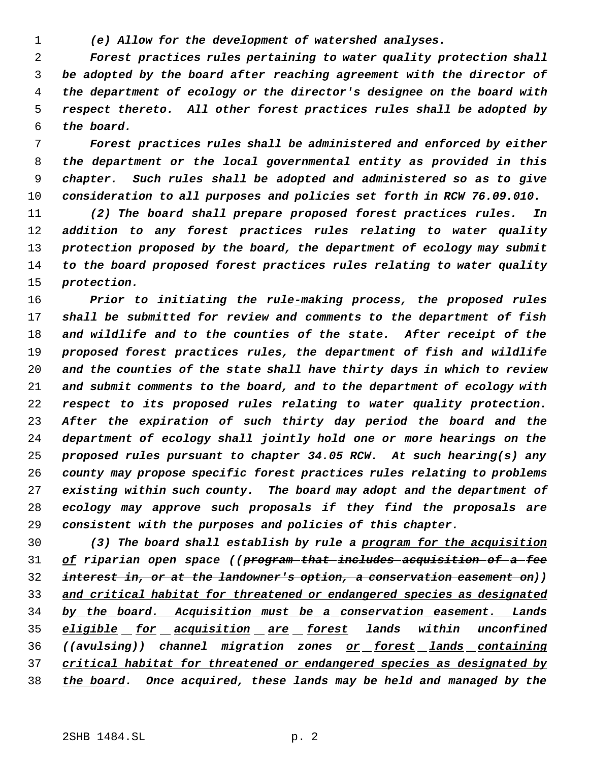*(e) Allow for the development of watershed analyses.*

*Forest practices rules pertaining to water quality protection shall be adopted by the board after reaching agreement with the director of the department of ecology or the director's designee on the board with respect thereto. All other forest practices rules shall be adopted by the board.*

*Forest practices rules shall be administered and enforced by either the department or the local governmental entity as provided in this chapter. Such rules shall be adopted and administered so as to give consideration to all purposes and policies set forth in RCW 76.09.010.*

*(2) The board shall prepare proposed forest practices rules. In addition to any forest practices rules relating to water quality protection proposed by the board, the department of ecology may submit to the board proposed forest practices rules relating to water quality protection.*

*Prior to initiating the rule-making process, the proposed rules shall be submitted for review and comments to the department of fish and wildlife and to the counties of the state. After receipt of the proposed forest practices rules, the department of fish and wildlife and the counties of the state shall have thirty days in which to review and submit comments to the board, and to the department of ecology with respect to its proposed rules relating to water quality protection. After the expiration of such thirty day period the board and the department of ecology shall jointly hold one or more hearings on the proposed rules pursuant to chapter 34.05 RCW. At such hearing(s) any county may propose specific forest practices rules relating to problems existing within such county. The board may adopt and the department of ecology may approve such proposals if they find the proposals are consistent with the purposes and policies of this chapter.*

*(3) The board shall establish by rule a <u>program for the acquisition of</u> riparian open space ((~~program that includes acquisition of a fee interest in, or at the landowner's option, a conservation easement on~~)) <u>and critical habitat for threatened or endangered species as designated by the board. Acquisition must be a conservation easement. Lands eligible for acquisition are forest</u> lands within unconfined ((~~avulsing~~)) channel migration zones <u>or forest lands containing critical habitat for threatened or endangered species as designated by the board</u>. Once acquired, these lands may be held and managed by the*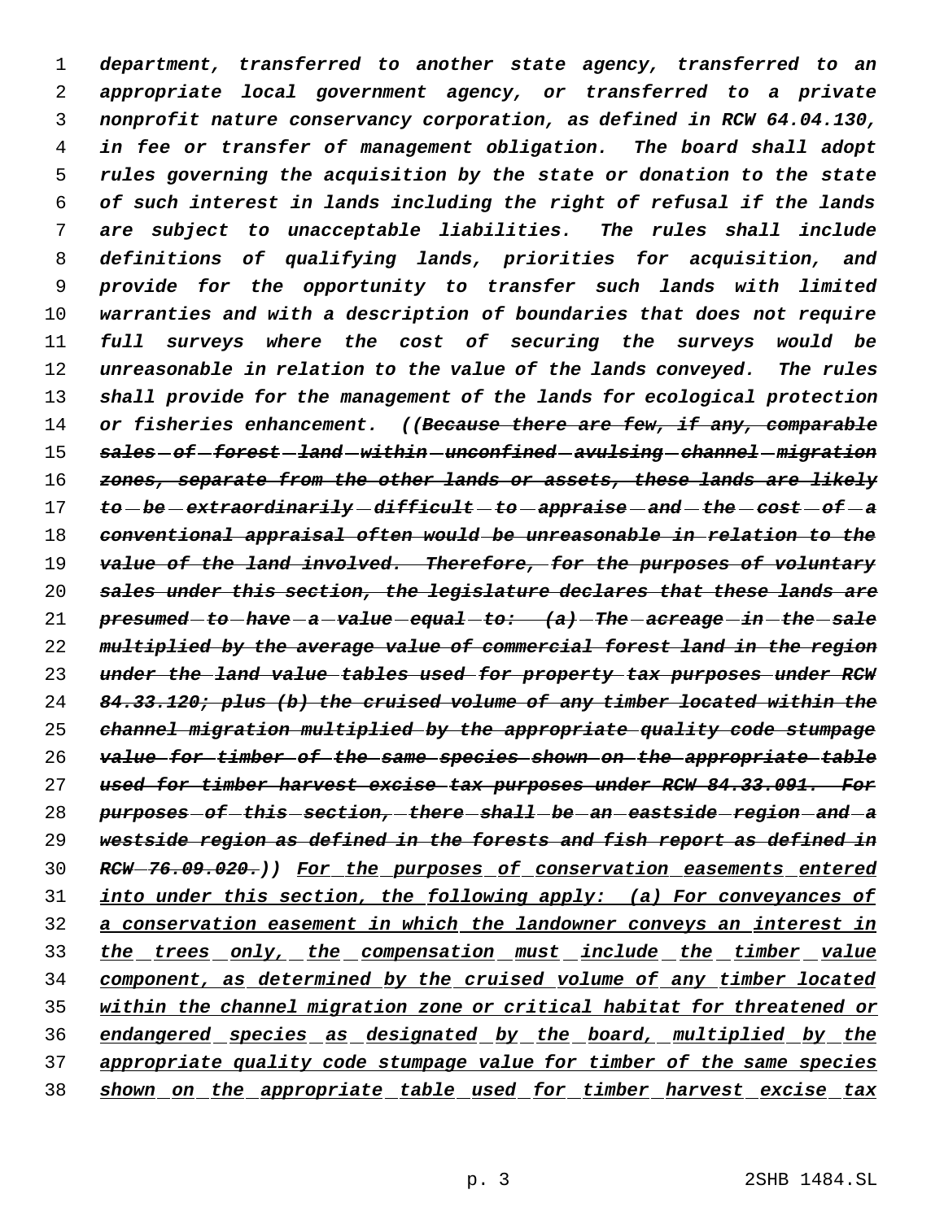*department, transferred to another state agency, transferred to an appropriate local government agency, or transferred to a private nonprofit nature conservancy corporation, as defined in RCW 64.04.130, in fee or transfer of management obligation. The board shall adopt rules governing the acquisition by the state or donation to the state of such interest in lands including the right of refusal if the lands are subject to unacceptable liabilities. The rules shall include definitions of qualifying lands, priorities for acquisition, and provide for the opportunity to transfer such lands with limited warranties and with a description of boundaries that does not require full surveys where the cost of securing the surveys would be unreasonable in relation to the value of the lands conveyed. The rules shall provide for the management of the lands for ecological protection or fisheries enhancement. ((~~Because there are few, if any, comparable sales of forest land within unconfined avulsing channel migration zones, separate from the other lands or assets, these lands are likely to be extraordinarily difficult to appraise and the cost of a conventional appraisal often would be unreasonable in relation to the value of the land involved. Therefore, for the purposes of voluntary sales under this section, the legislature declares that these lands are presumed to have a value equal to: (a) The acreage in the sale multiplied by the average value of commercial forest land in the region under the land value tables used for property tax purposes under RCW 84.33.120; plus (b) the cruised volume of any timber located within the channel migration multiplied by the appropriate quality code stumpage value for timber of the same species shown on the appropriate table used for timber harvest excise tax purposes under RCW 84.33.091. For purposes of this section, there shall be an eastside region and a westside region as defined in the forests and fish report as defined in RCW 76.09.020.~~)) <u>For the purposes of conservation easements entered into under this section, the following apply: (a) For conveyances of a conservation easement in which the landowner conveys an interest in the trees only, the compensation must include the timber value component, as determined by the cruised volume of any timber located within the channel migration zone or critical habitat for threatened or endangered species as designated by the board, multiplied by the appropriate quality code stumpage value for timber of the same species shown on the appropriate table used for timber harvest excise tax</u>*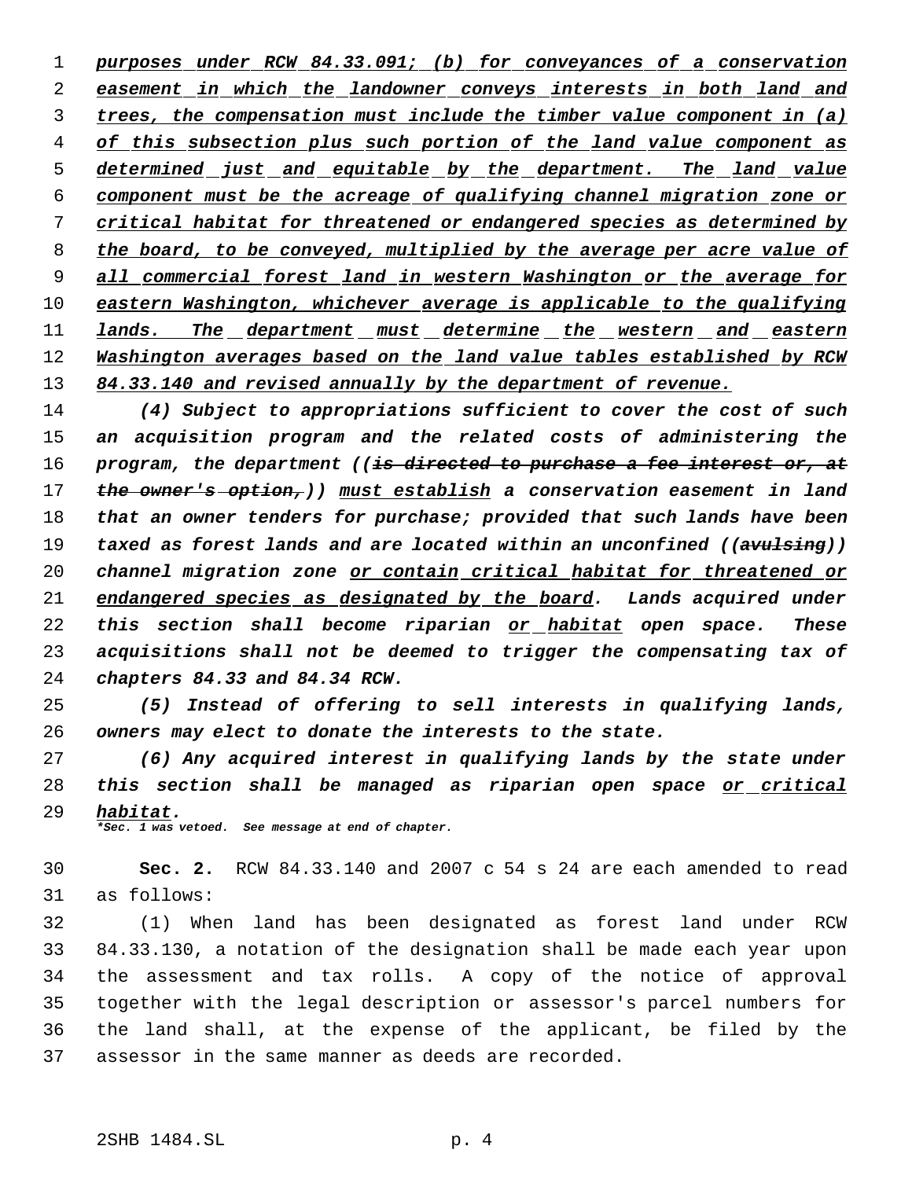*purposes under RCW 84.33.091; (b) for conveyances of a conservation easement in which the landowner conveys interests in both land and trees, the compensation must include the timber value component in (a) of this subsection plus such portion of the land value component as determined just and equitable by the department. The land value component must be the acreage of qualifying channel migration zone or critical habitat for threatened or endangered species as determined by the board, to be conveyed, multiplied by the average per acre value of all commercial forest land in western Washington or the average for eastern Washington, whichever average is applicable to the qualifying lands. The department must determine the western and eastern Washington averages based on the land value tables established by RCW 84.33.140 and revised annually by the department of revenue.*

*(4) Subject to appropriations sufficient to cover the cost of such an acquisition program and the related costs of administering the program, the department ((~~is directed to purchase a fee interest or, at the owner's option,~~)) must establish a conservation easement in land that an owner tenders for purchase; provided that such lands have been taxed as forest lands and are located within an unconfined ((~~avulsing~~)) channel migration zone or contain critical habitat for threatened or endangered species as designated by the board. Lands acquired under this section shall become riparian or habitat open space. These acquisitions shall not be deemed to trigger the compensating tax of chapters 84.33 and 84.34 RCW.*

*(5) Instead of offering to sell interests in qualifying lands, owners may elect to donate the interests to the state.*

*(6) Any acquired interest in qualifying lands by the state under this section shall be managed as riparian open space or critical habitat.*

***Sec. 1 was vetoed. See message at end of chapter.***

**Sec. 2.** RCW 84.33.140 and 2007 c 54 s 24 are each amended to read as follows:

(1) When land has been designated as forest land under RCW 84.33.130, a notation of the designation shall be made each year upon the assessment and tax rolls. A copy of the notice of approval together with the legal description or assessor's parcel numbers for the land shall, at the expense of the applicant, be filed by the assessor in the same manner as deeds are recorded.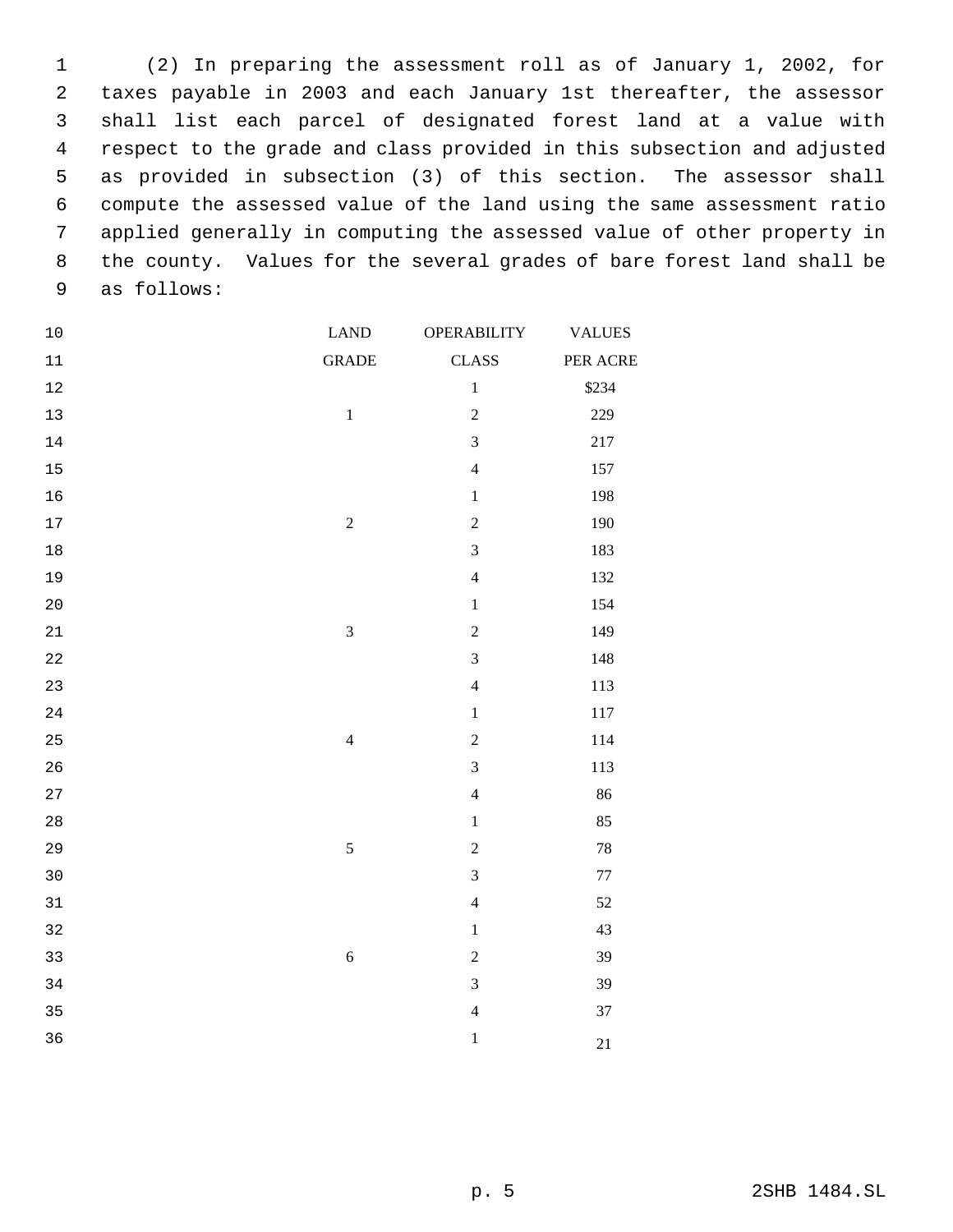(2) In preparing the assessment roll as of January 1, 2002, for taxes payable in 2003 and each January 1st thereafter, the assessor shall list each parcel of designated forest land at a value with respect to the grade and class provided in this subsection and adjusted as provided in subsection (3) of this section. The assessor shall compute the assessed value of the land using the same assessment ratio applied generally in computing the assessed value of other property in the county. Values for the several grades of bare forest land shall be as follows:

| LAND GRADE | OPERABILITY CLASS | VALUES PER ACRE |
|---|---|---|
| | 1 | $234 |
| 1 | 2 | 229 |
| | 3 | 217 |
| | 4 | 157 |
| | 1 | 198 |
| 2 | 2 | 190 |
| | 3 | 183 |
| | 4 | 132 |
| | 1 | 154 |
| 3 | 2 | 149 |
| | 3 | 148 |
| | 4 | 113 |
| | 1 | 117 |
| 4 | 2 | 114 |
| | 3 | 113 |
| | 4 | 86 |
| | 1 | 85 |
| 5 | 2 | 78 |
| | 3 | 77 |
| | 4 | 52 |
| | 1 | 43 |
| 6 | 2 | 39 |
| | 3 | 39 |
| | 4 | 37 |
| | 1 | 21 |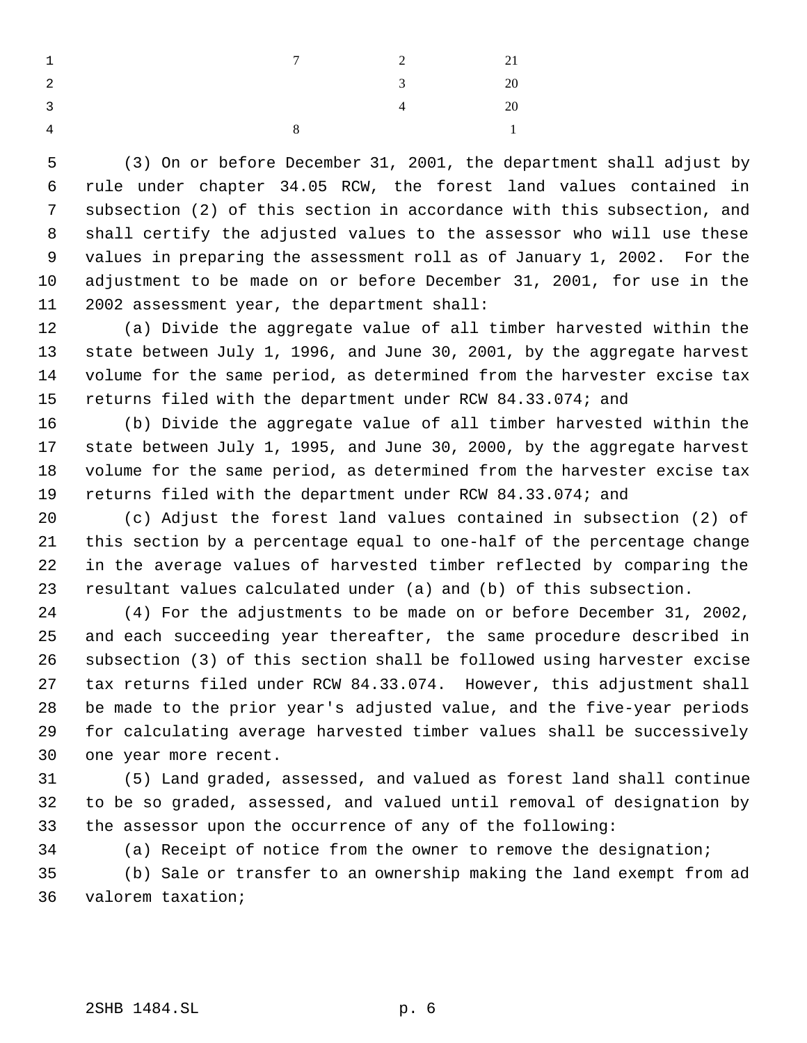| | | |
|---|---|---|
| 7 | 2 | 21 |
| | 3 | 20 |
| | 4 | 20 |
| 8 | | 1 |

(3) On or before December 31, 2001, the department shall adjust by rule under chapter 34.05 RCW, the forest land values contained in subsection (2) of this section in accordance with this subsection, and shall certify the adjusted values to the assessor who will use these values in preparing the assessment roll as of January 1, 2002. For the adjustment to be made on or before December 31, 2001, for use in the 2002 assessment year, the department shall:

(a) Divide the aggregate value of all timber harvested within the state between July 1, 1996, and June 30, 2001, by the aggregate harvest volume for the same period, as determined from the harvester excise tax returns filed with the department under RCW 84.33.074; and

(b) Divide the aggregate value of all timber harvested within the state between July 1, 1995, and June 30, 2000, by the aggregate harvest volume for the same period, as determined from the harvester excise tax returns filed with the department under RCW 84.33.074; and

(c) Adjust the forest land values contained in subsection (2) of this section by a percentage equal to one-half of the percentage change in the average values of harvested timber reflected by comparing the resultant values calculated under (a) and (b) of this subsection.

(4) For the adjustments to be made on or before December 31, 2002, and each succeeding year thereafter, the same procedure described in subsection (3) of this section shall be followed using harvester excise tax returns filed under RCW 84.33.074. However, this adjustment shall be made to the prior year's adjusted value, and the five-year periods for calculating average harvested timber values shall be successively one year more recent.

(5) Land graded, assessed, and valued as forest land shall continue to be so graded, assessed, and valued until removal of designation by the assessor upon the occurrence of any of the following:

(a) Receipt of notice from the owner to remove the designation;

(b) Sale or transfer to an ownership making the land exempt from ad valorem taxation;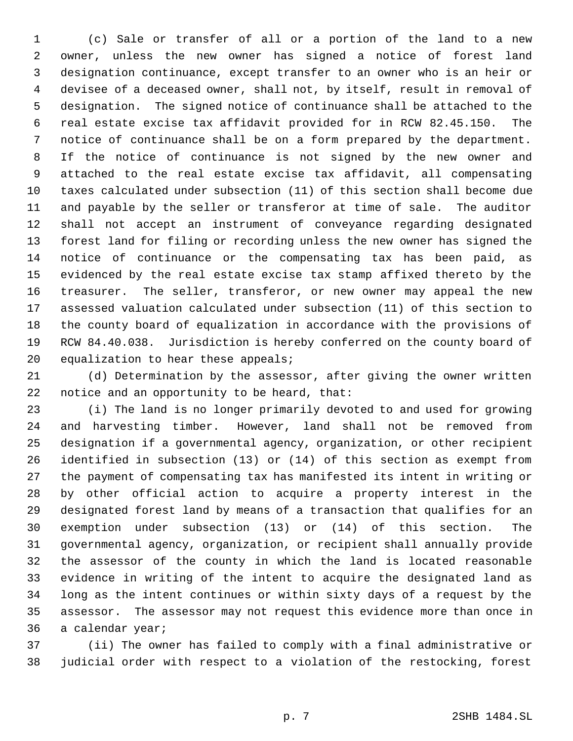(c) Sale or transfer of all or a portion of the land to a new owner, unless the new owner has signed a notice of forest land designation continuance, except transfer to an owner who is an heir or devisee of a deceased owner, shall not, by itself, result in removal of designation. The signed notice of continuance shall be attached to the real estate excise tax affidavit provided for in RCW 82.45.150. The notice of continuance shall be on a form prepared by the department. If the notice of continuance is not signed by the new owner and attached to the real estate excise tax affidavit, all compensating taxes calculated under subsection (11) of this section shall become due and payable by the seller or transferor at time of sale. The auditor shall not accept an instrument of conveyance regarding designated forest land for filing or recording unless the new owner has signed the notice of continuance or the compensating tax has been paid, as evidenced by the real estate excise tax stamp affixed thereto by the treasurer. The seller, transferor, or new owner may appeal the new assessed valuation calculated under subsection (11) of this section to the county board of equalization in accordance with the provisions of RCW 84.40.038. Jurisdiction is hereby conferred on the county board of equalization to hear these appeals;

(d) Determination by the assessor, after giving the owner written notice and an opportunity to be heard, that:

(i) The land is no longer primarily devoted to and used for growing and harvesting timber. However, land shall not be removed from designation if a governmental agency, organization, or other recipient identified in subsection (13) or (14) of this section as exempt from the payment of compensating tax has manifested its intent in writing or by other official action to acquire a property interest in the designated forest land by means of a transaction that qualifies for an exemption under subsection (13) or (14) of this section. The governmental agency, organization, or recipient shall annually provide the assessor of the county in which the land is located reasonable evidence in writing of the intent to acquire the designated land as long as the intent continues or within sixty days of a request by the assessor. The assessor may not request this evidence more than once in a calendar year;

(ii) The owner has failed to comply with a final administrative or judicial order with respect to a violation of the restocking, forest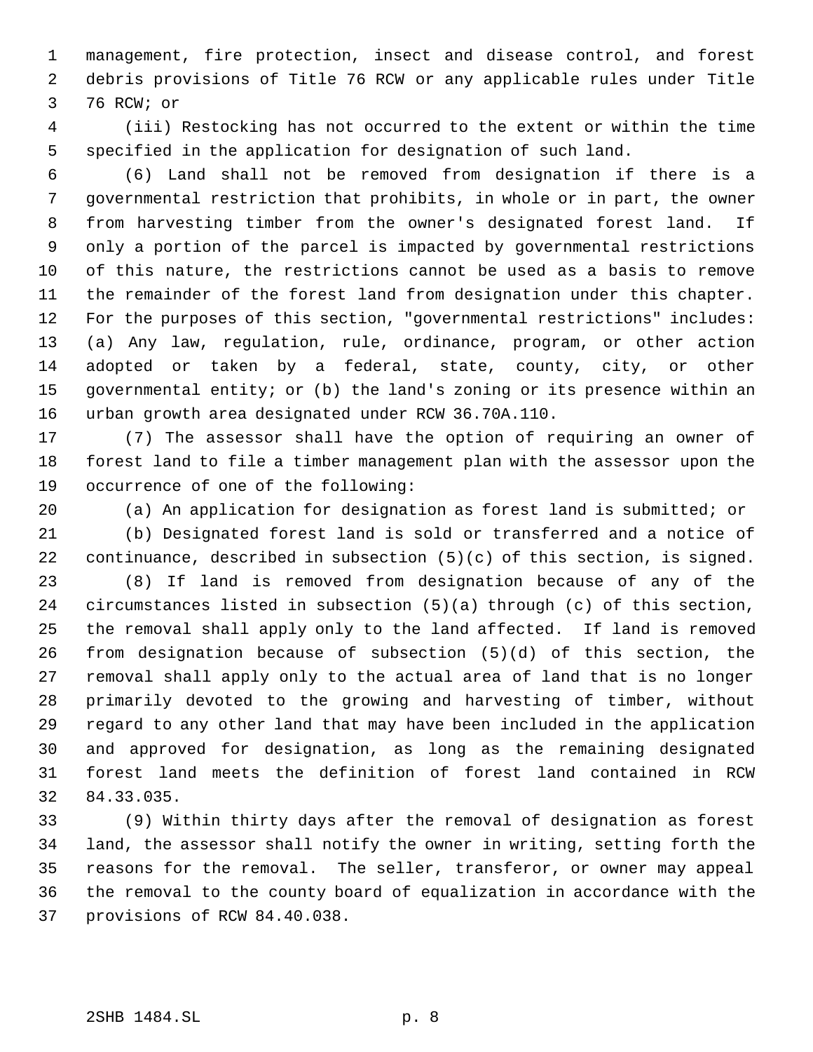management, fire protection, insect and disease control, and forest debris provisions of Title 76 RCW or any applicable rules under Title 76 RCW; or

(iii) Restocking has not occurred to the extent or within the time specified in the application for designation of such land.

(6) Land shall not be removed from designation if there is a governmental restriction that prohibits, in whole or in part, the owner from harvesting timber from the owner's designated forest land. If only a portion of the parcel is impacted by governmental restrictions of this nature, the restrictions cannot be used as a basis to remove the remainder of the forest land from designation under this chapter. For the purposes of this section, "governmental restrictions" includes: (a) Any law, regulation, rule, ordinance, program, or other action adopted or taken by a federal, state, county, city, or other governmental entity; or (b) the land's zoning or its presence within an urban growth area designated under RCW 36.70A.110.

(7) The assessor shall have the option of requiring an owner of forest land to file a timber management plan with the assessor upon the occurrence of one of the following:

(a) An application for designation as forest land is submitted; or

(b) Designated forest land is sold or transferred and a notice of continuance, described in subsection (5)(c) of this section, is signed.

(8) If land is removed from designation because of any of the circumstances listed in subsection (5)(a) through (c) of this section, the removal shall apply only to the land affected. If land is removed from designation because of subsection (5)(d) of this section, the removal shall apply only to the actual area of land that is no longer primarily devoted to the growing and harvesting of timber, without regard to any other land that may have been included in the application and approved for designation, as long as the remaining designated forest land meets the definition of forest land contained in RCW 84.33.035.

(9) Within thirty days after the removal of designation as forest land, the assessor shall notify the owner in writing, setting forth the reasons for the removal. The seller, transferor, or owner may appeal the removal to the county board of equalization in accordance with the provisions of RCW 84.40.038.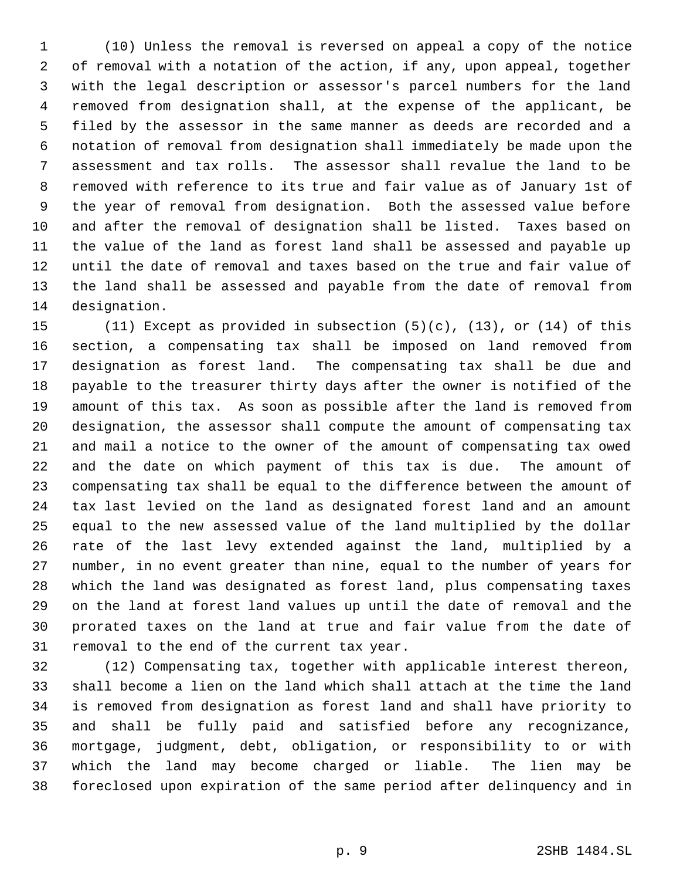(10) Unless the removal is reversed on appeal a copy of the notice of removal with a notation of the action, if any, upon appeal, together with the legal description or assessor's parcel numbers for the land removed from designation shall, at the expense of the applicant, be filed by the assessor in the same manner as deeds are recorded and a notation of removal from designation shall immediately be made upon the assessment and tax rolls. The assessor shall revalue the land to be removed with reference to its true and fair value as of January 1st of the year of removal from designation. Both the assessed value before and after the removal of designation shall be listed. Taxes based on the value of the land as forest land shall be assessed and payable up until the date of removal and taxes based on the true and fair value of the land shall be assessed and payable from the date of removal from designation.

(11) Except as provided in subsection (5)(c), (13), or (14) of this section, a compensating tax shall be imposed on land removed from designation as forest land. The compensating tax shall be due and payable to the treasurer thirty days after the owner is notified of the amount of this tax. As soon as possible after the land is removed from designation, the assessor shall compute the amount of compensating tax and mail a notice to the owner of the amount of compensating tax owed and the date on which payment of this tax is due. The amount of compensating tax shall be equal to the difference between the amount of tax last levied on the land as designated forest land and an amount equal to the new assessed value of the land multiplied by the dollar rate of the last levy extended against the land, multiplied by a number, in no event greater than nine, equal to the number of years for which the land was designated as forest land, plus compensating taxes on the land at forest land values up until the date of removal and the prorated taxes on the land at true and fair value from the date of removal to the end of the current tax year.

(12) Compensating tax, together with applicable interest thereon, shall become a lien on the land which shall attach at the time the land is removed from designation as forest land and shall have priority to and shall be fully paid and satisfied before any recognizance, mortgage, judgment, debt, obligation, or responsibility to or with which the land may become charged or liable. The lien may be foreclosed upon expiration of the same period after delinquency and in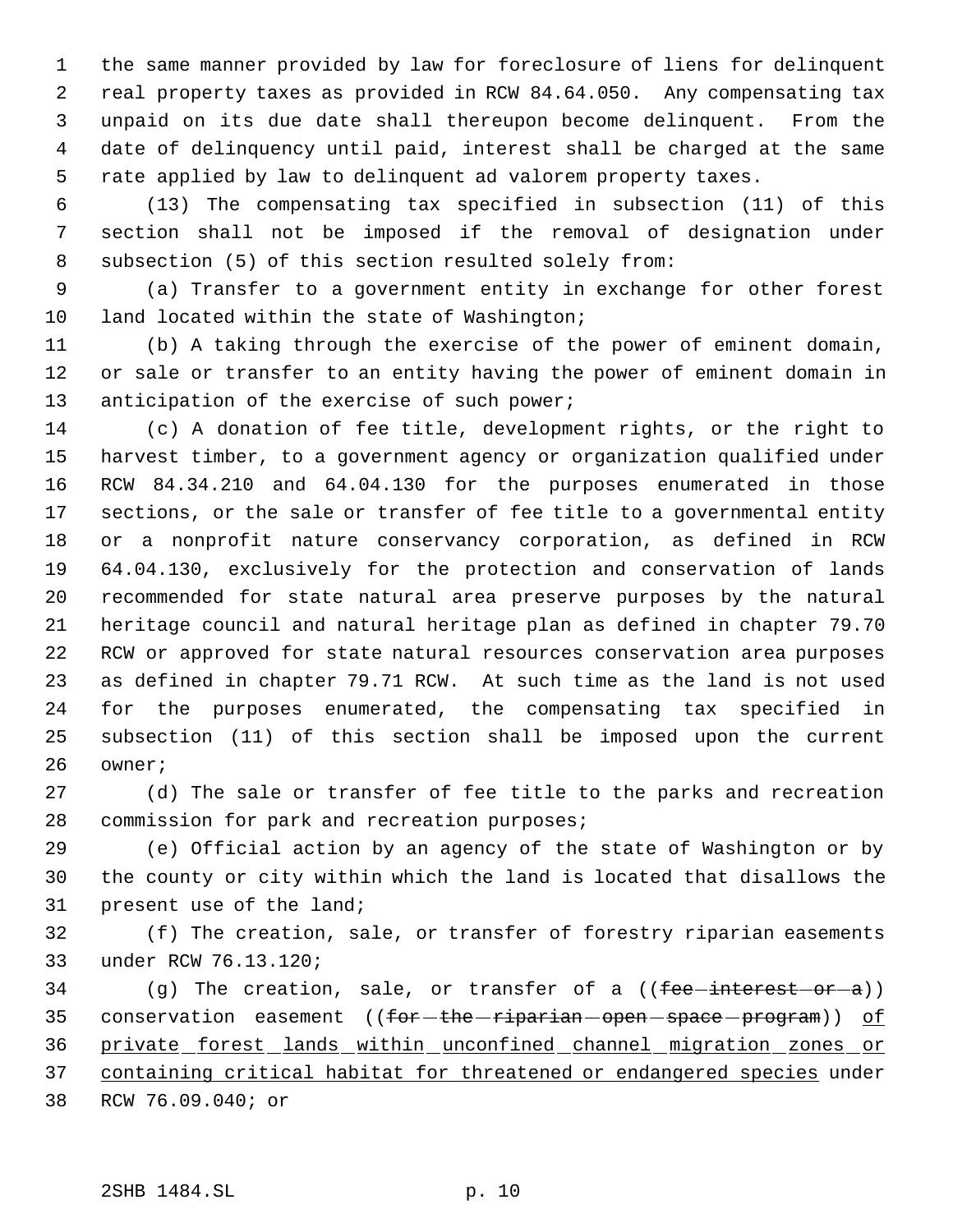the same manner provided by law for foreclosure of liens for delinquent real property taxes as provided in RCW 84.64.050. Any compensating tax unpaid on its due date shall thereupon become delinquent. From the date of delinquency until paid, interest shall be charged at the same rate applied by law to delinquent ad valorem property taxes.

(13) The compensating tax specified in subsection (11) of this section shall not be imposed if the removal of designation under subsection (5) of this section resulted solely from:

(a) Transfer to a government entity in exchange for other forest land located within the state of Washington;

(b) A taking through the exercise of the power of eminent domain, or sale or transfer to an entity having the power of eminent domain in anticipation of the exercise of such power;

(c) A donation of fee title, development rights, or the right to harvest timber, to a government agency or organization qualified under RCW 84.34.210 and 64.04.130 for the purposes enumerated in those sections, or the sale or transfer of fee title to a governmental entity or a nonprofit nature conservancy corporation, as defined in RCW 64.04.130, exclusively for the protection and conservation of lands recommended for state natural area preserve purposes by the natural heritage council and natural heritage plan as defined in chapter 79.70 RCW or approved for state natural resources conservation area purposes as defined in chapter 79.71 RCW. At such time as the land is not used for the purposes enumerated, the compensating tax specified in subsection (11) of this section shall be imposed upon the current owner;

(d) The sale or transfer of fee title to the parks and recreation commission for park and recreation purposes;

(e) Official action by an agency of the state of Washington or by the county or city within which the land is located that disallows the present use of the land;

(f) The creation, sale, or transfer of forestry riparian easements under RCW 76.13.120;

(g) The creation, sale, or transfer of a ((~~fee interest or a~~)) conservation easement ((~~for the riparian open space program~~)) <u>of private forest lands within unconfined channel migration zones or containing critical habitat for threatened or endangered species</u> under RCW 76.09.040; or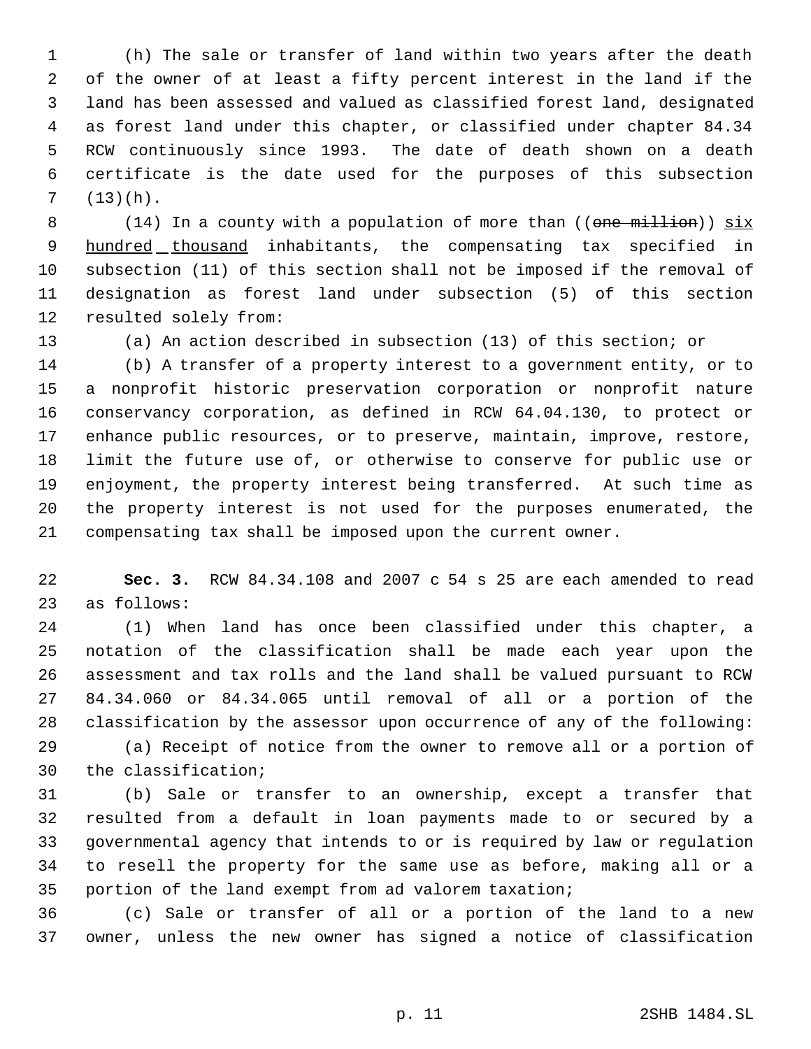(h) The sale or transfer of land within two years after the death of the owner of at least a fifty percent interest in the land if the land has been assessed and valued as classified forest land, designated as forest land under this chapter, or classified under chapter 84.34 RCW continuously since 1993. The date of death shown on a death certificate is the date used for the purposes of this subsection (13)(h).

(14) In a county with a population of more than ((~~one million~~)) six hundred thousand inhabitants, the compensating tax specified in subsection (11) of this section shall not be imposed if the removal of designation as forest land under subsection (5) of this section resulted solely from:

(a) An action described in subsection (13) of this section; or

(b) A transfer of a property interest to a government entity, or to a nonprofit historic preservation corporation or nonprofit nature conservancy corporation, as defined in RCW 64.04.130, to protect or enhance public resources, or to preserve, maintain, improve, restore, limit the future use of, or otherwise to conserve for public use or enjoyment, the property interest being transferred. At such time as the property interest is not used for the purposes enumerated, the compensating tax shall be imposed upon the current owner.

**Sec. 3.** RCW 84.34.108 and 2007 c 54 s 25 are each amended to read as follows:

(1) When land has once been classified under this chapter, a notation of the classification shall be made each year upon the assessment and tax rolls and the land shall be valued pursuant to RCW 84.34.060 or 84.34.065 until removal of all or a portion of the classification by the assessor upon occurrence of any of the following:

(a) Receipt of notice from the owner to remove all or a portion of the classification;

(b) Sale or transfer to an ownership, except a transfer that resulted from a default in loan payments made to or secured by a governmental agency that intends to or is required by law or regulation to resell the property for the same use as before, making all or a portion of the land exempt from ad valorem taxation;

(c) Sale or transfer of all or a portion of the land to a new owner, unless the new owner has signed a notice of classification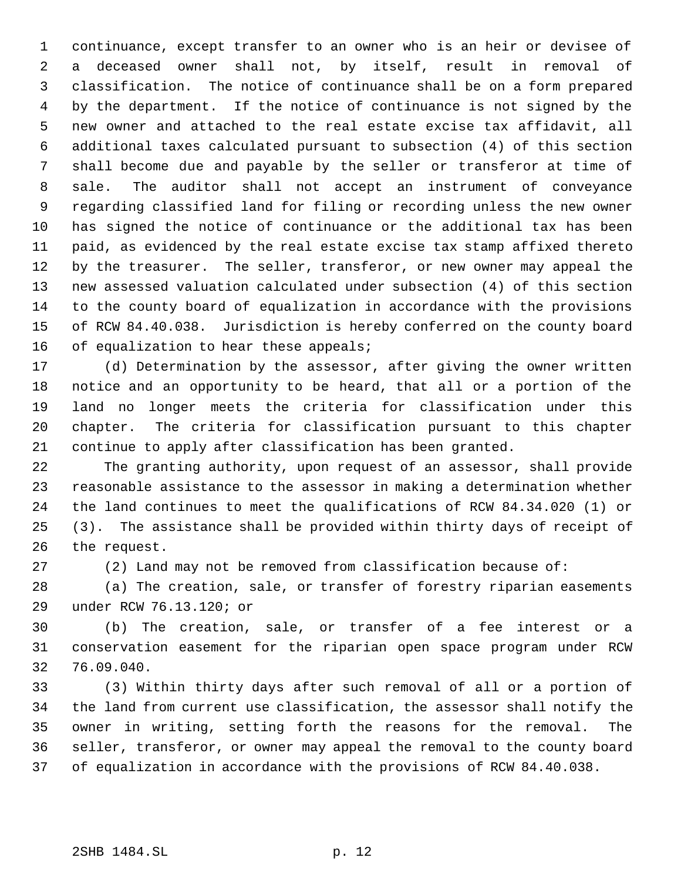continuance, except transfer to an owner who is an heir or devisee of a deceased owner shall not, by itself, result in removal of classification. The notice of continuance shall be on a form prepared by the department. If the notice of continuance is not signed by the new owner and attached to the real estate excise tax affidavit, all additional taxes calculated pursuant to subsection (4) of this section shall become due and payable by the seller or transferor at time of sale. The auditor shall not accept an instrument of conveyance regarding classified land for filing or recording unless the new owner has signed the notice of continuance or the additional tax has been paid, as evidenced by the real estate excise tax stamp affixed thereto by the treasurer. The seller, transferor, or new owner may appeal the new assessed valuation calculated under subsection (4) of this section to the county board of equalization in accordance with the provisions of RCW 84.40.038. Jurisdiction is hereby conferred on the county board of equalization to hear these appeals;

(d) Determination by the assessor, after giving the owner written notice and an opportunity to be heard, that all or a portion of the land no longer meets the criteria for classification under this chapter. The criteria for classification pursuant to this chapter continue to apply after classification has been granted.

The granting authority, upon request of an assessor, shall provide reasonable assistance to the assessor in making a determination whether the land continues to meet the qualifications of RCW 84.34.020 (1) or (3). The assistance shall be provided within thirty days of receipt of the request.

(2) Land may not be removed from classification because of:

(a) The creation, sale, or transfer of forestry riparian easements under RCW 76.13.120; or

(b) The creation, sale, or transfer of a fee interest or a conservation easement for the riparian open space program under RCW 76.09.040.

(3) Within thirty days after such removal of all or a portion of the land from current use classification, the assessor shall notify the owner in writing, setting forth the reasons for the removal. The seller, transferor, or owner may appeal the removal to the county board of equalization in accordance with the provisions of RCW 84.40.038.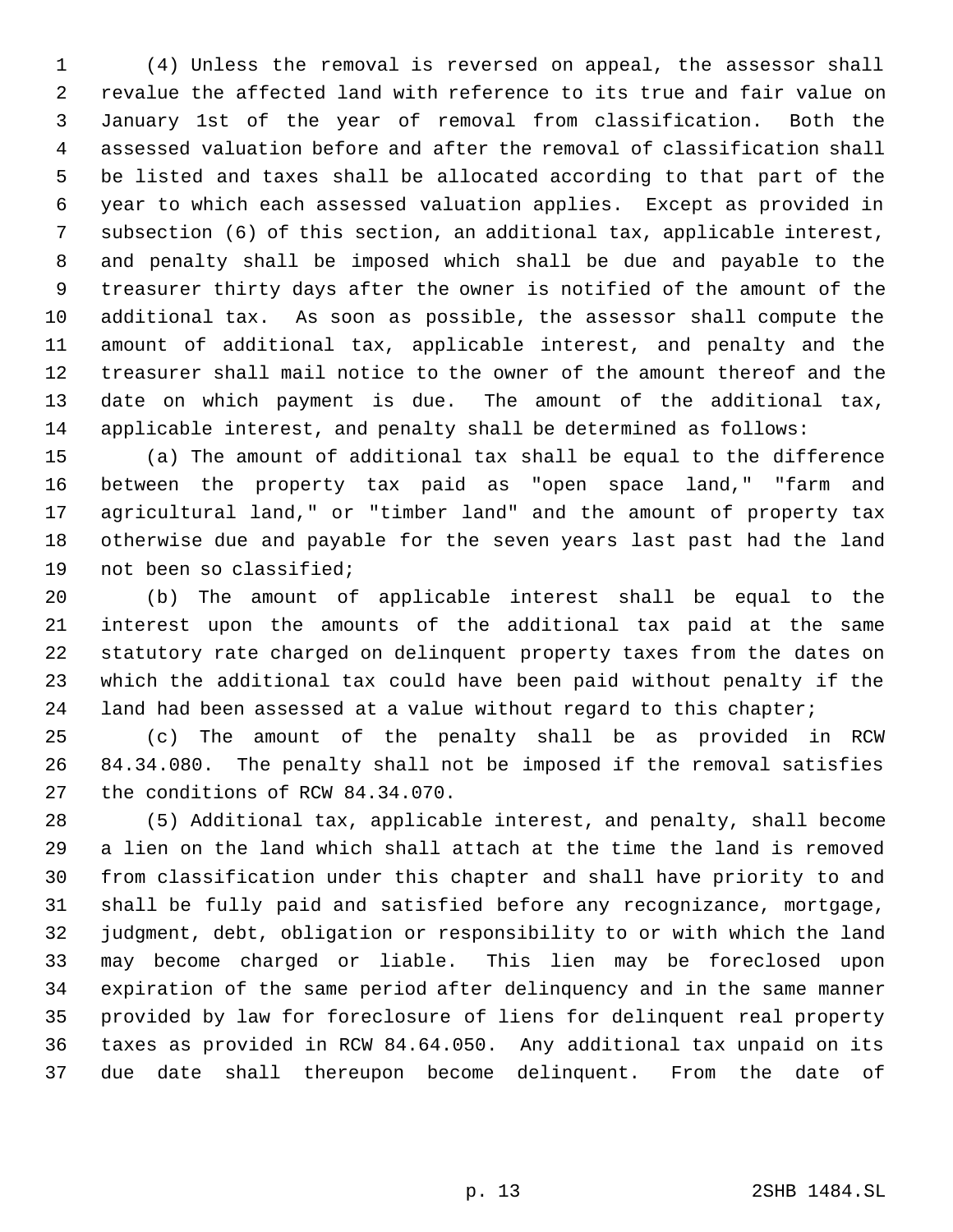(4) Unless the removal is reversed on appeal, the assessor shall revalue the affected land with reference to its true and fair value on January 1st of the year of removal from classification. Both the assessed valuation before and after the removal of classification shall be listed and taxes shall be allocated according to that part of the year to which each assessed valuation applies. Except as provided in subsection (6) of this section, an additional tax, applicable interest, and penalty shall be imposed which shall be due and payable to the treasurer thirty days after the owner is notified of the amount of the additional tax. As soon as possible, the assessor shall compute the amount of additional tax, applicable interest, and penalty and the treasurer shall mail notice to the owner of the amount thereof and the date on which payment is due. The amount of the additional tax, applicable interest, and penalty shall be determined as follows:

(a) The amount of additional tax shall be equal to the difference between the property tax paid as "open space land," "farm and agricultural land," or "timber land" and the amount of property tax otherwise due and payable for the seven years last past had the land not been so classified;

(b) The amount of applicable interest shall be equal to the interest upon the amounts of the additional tax paid at the same statutory rate charged on delinquent property taxes from the dates on which the additional tax could have been paid without penalty if the land had been assessed at a value without regard to this chapter;

(c) The amount of the penalty shall be as provided in RCW 84.34.080. The penalty shall not be imposed if the removal satisfies the conditions of RCW 84.34.070.

(5) Additional tax, applicable interest, and penalty, shall become a lien on the land which shall attach at the time the land is removed from classification under this chapter and shall have priority to and shall be fully paid and satisfied before any recognizance, mortgage, judgment, debt, obligation or responsibility to or with which the land may become charged or liable. This lien may be foreclosed upon expiration of the same period after delinquency and in the same manner provided by law for foreclosure of liens for delinquent real property taxes as provided in RCW 84.64.050. Any additional tax unpaid on its due date shall thereupon become delinquent. From the date of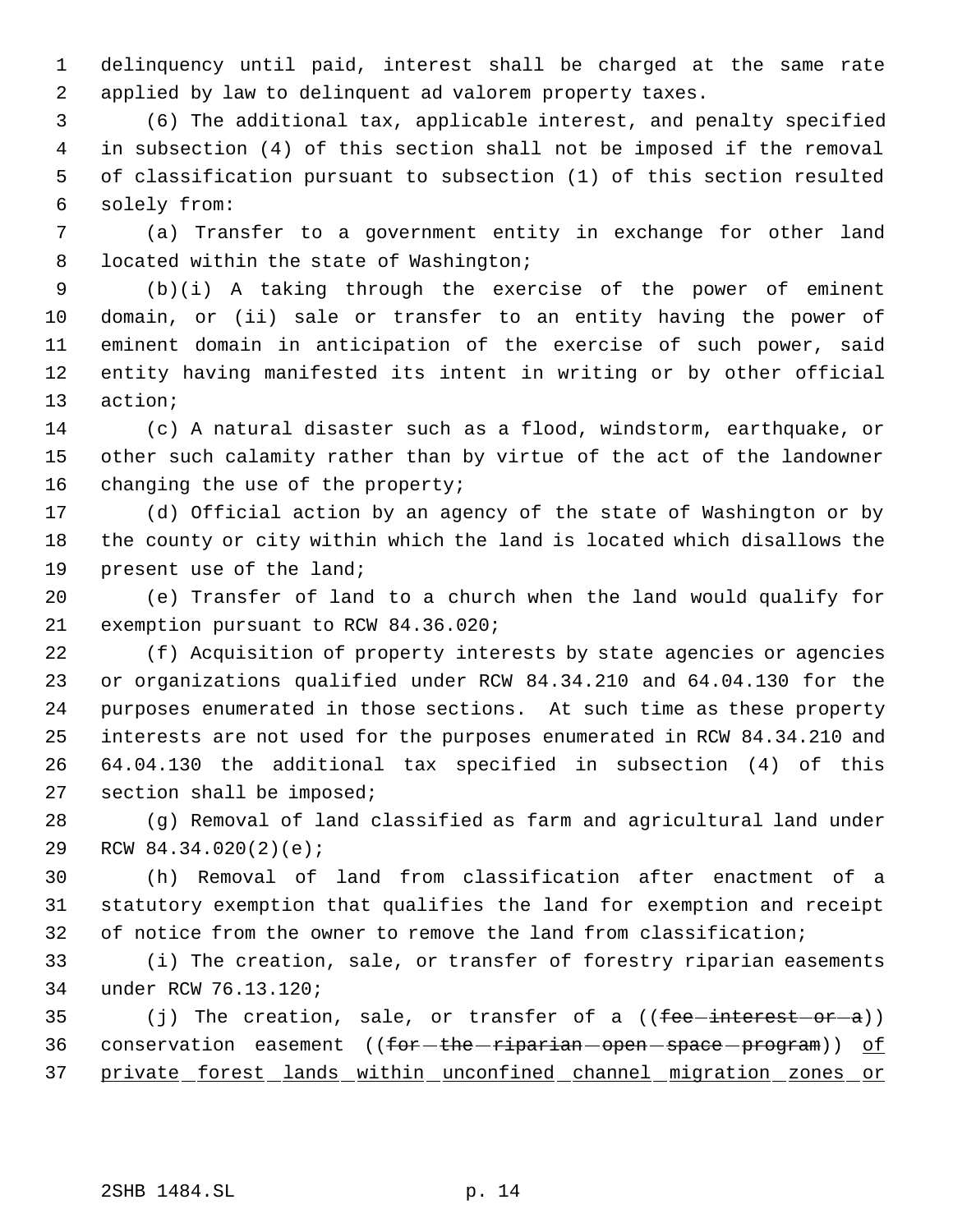delinquency until paid, interest shall be charged at the same rate applied by law to delinquent ad valorem property taxes.

(6) The additional tax, applicable interest, and penalty specified in subsection (4) of this section shall not be imposed if the removal of classification pursuant to subsection (1) of this section resulted solely from:

(a) Transfer to a government entity in exchange for other land located within the state of Washington;

(b)(i) A taking through the exercise of the power of eminent domain, or (ii) sale or transfer to an entity having the power of eminent domain in anticipation of the exercise of such power, said entity having manifested its intent in writing or by other official action;

(c) A natural disaster such as a flood, windstorm, earthquake, or other such calamity rather than by virtue of the act of the landowner changing the use of the property;

(d) Official action by an agency of the state of Washington or by the county or city within which the land is located which disallows the present use of the land;

(e) Transfer of land to a church when the land would qualify for exemption pursuant to RCW 84.36.020;

(f) Acquisition of property interests by state agencies or agencies or organizations qualified under RCW 84.34.210 and 64.04.130 for the purposes enumerated in those sections. At such time as these property interests are not used for the purposes enumerated in RCW 84.34.210 and 64.04.130 the additional tax specified in subsection (4) of this section shall be imposed;

(g) Removal of land classified as farm and agricultural land under RCW 84.34.020(2)(e);

(h) Removal of land from classification after enactment of a statutory exemption that qualifies the land for exemption and receipt of notice from the owner to remove the land from classification;

(i) The creation, sale, or transfer of forestry riparian easements under RCW 76.13.120;

(j) The creation, sale, or transfer of a ((~~fee interest or a~~)) conservation easement ((~~for the riparian open space program~~)) <u>of private forest lands within unconfined channel migration zones or</u>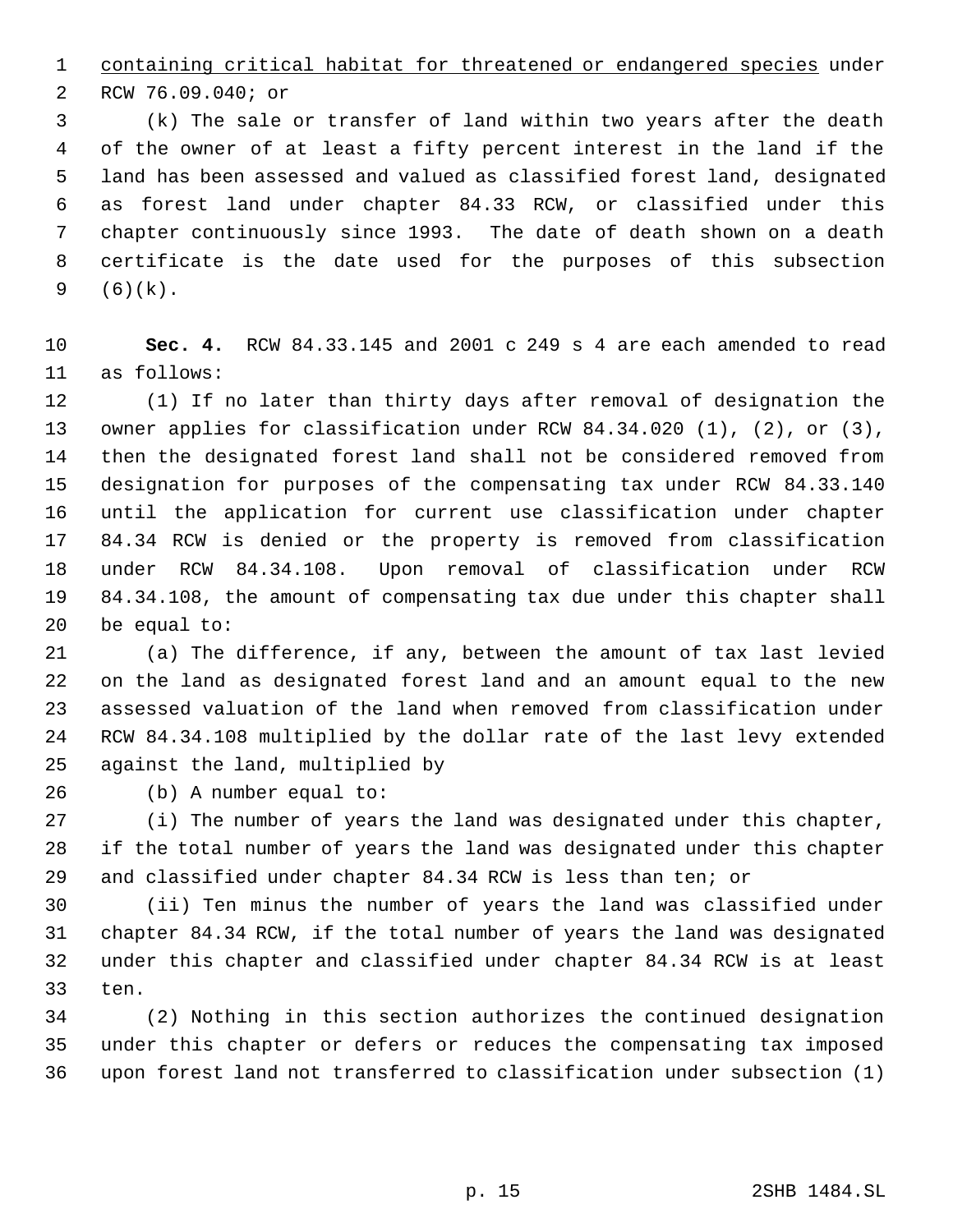containing critical habitat for threatened or endangered species under RCW 76.09.040; or

(k) The sale or transfer of land within two years after the death of the owner of at least a fifty percent interest in the land if the land has been assessed and valued as classified forest land, designated as forest land under chapter 84.33 RCW, or classified under this chapter continuously since 1993. The date of death shown on a death certificate is the date used for the purposes of this subsection (6)(k).

**Sec. 4.** RCW 84.33.145 and 2001 c 249 s 4 are each amended to read as follows:

(1) If no later than thirty days after removal of designation the owner applies for classification under RCW 84.34.020 (1), (2), or (3), then the designated forest land shall not be considered removed from designation for purposes of the compensating tax under RCW 84.33.140 until the application for current use classification under chapter 84.34 RCW is denied or the property is removed from classification under RCW 84.34.108. Upon removal of classification under RCW 84.34.108, the amount of compensating tax due under this chapter shall be equal to:

(a) The difference, if any, between the amount of tax last levied on the land as designated forest land and an amount equal to the new assessed valuation of the land when removed from classification under RCW 84.34.108 multiplied by the dollar rate of the last levy extended against the land, multiplied by

(b) A number equal to:

(i) The number of years the land was designated under this chapter, if the total number of years the land was designated under this chapter and classified under chapter 84.34 RCW is less than ten; or

(ii) Ten minus the number of years the land was classified under chapter 84.34 RCW, if the total number of years the land was designated under this chapter and classified under chapter 84.34 RCW is at least ten.

(2) Nothing in this section authorizes the continued designation under this chapter or defers or reduces the compensating tax imposed upon forest land not transferred to classification under subsection (1)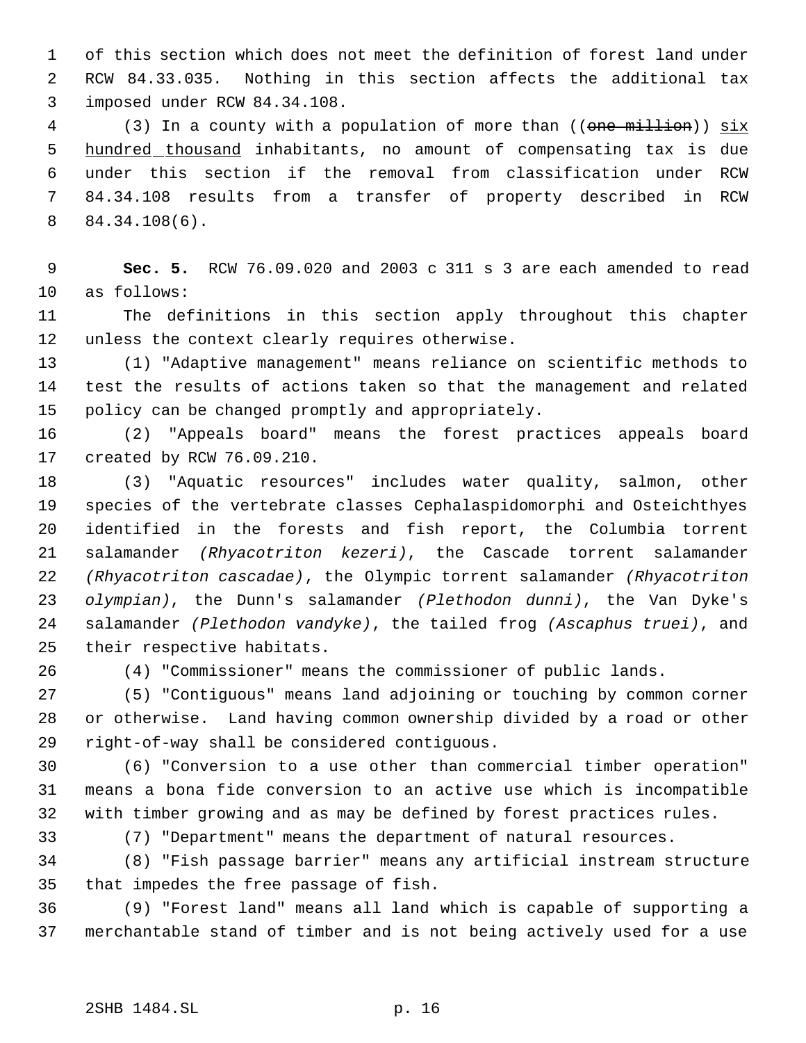of this section which does not meet the definition of forest land under RCW 84.33.035. Nothing in this section affects the additional tax imposed under RCW 84.34.108.

(3) In a county with a population of more than ((~~one million~~)) <u>six hundred thousand</u> inhabitants, no amount of compensating tax is due under this section if the removal from classification under RCW 84.34.108 results from a transfer of property described in RCW 84.34.108(6).

**Sec. 5.** RCW 76.09.020 and 2003 c 311 s 3 are each amended to read as follows:

The definitions in this section apply throughout this chapter unless the context clearly requires otherwise.

(1) "Adaptive management" means reliance on scientific methods to test the results of actions taken so that the management and related policy can be changed promptly and appropriately.

(2) "Appeals board" means the forest practices appeals board created by RCW 76.09.210.

(3) "Aquatic resources" includes water quality, salmon, other species of the vertebrate classes Cephalaspidomorphi and Osteichthyes identified in the forests and fish report, the Columbia torrent salamander *(Rhyacotriton kezeri)*, the Cascade torrent salamander *(Rhyacotriton cascadae)*, the Olympic torrent salamander *(Rhyacotriton olympian)*, the Dunn's salamander *(Plethodon dunni)*, the Van Dyke's salamander *(Plethodon vandyke)*, the tailed frog *(Ascaphus truei)*, and their respective habitats.

(4) "Commissioner" means the commissioner of public lands.

(5) "Contiguous" means land adjoining or touching by common corner or otherwise. Land having common ownership divided by a road or other right-of-way shall be considered contiguous.

(6) "Conversion to a use other than commercial timber operation" means a bona fide conversion to an active use which is incompatible with timber growing and as may be defined by forest practices rules.

(7) "Department" means the department of natural resources.

(8) "Fish passage barrier" means any artificial instream structure that impedes the free passage of fish.

(9) "Forest land" means all land which is capable of supporting a merchantable stand of timber and is not being actively used for a use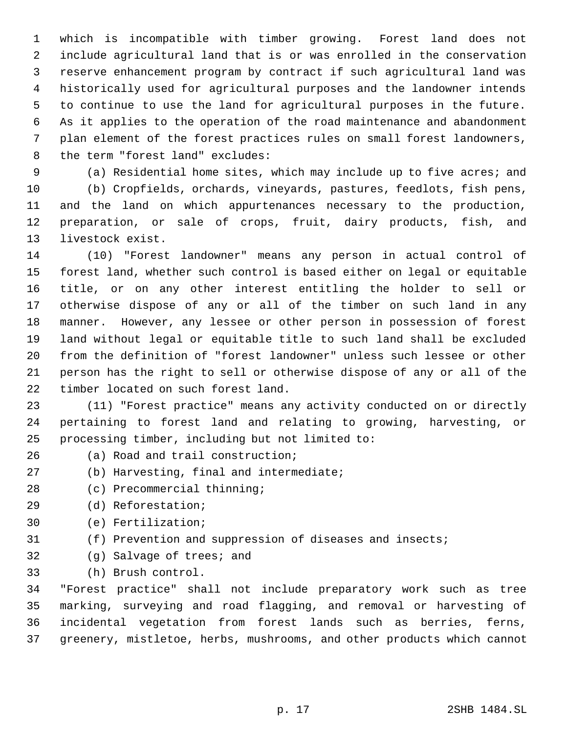which is incompatible with timber growing. Forest land does not include agricultural land that is or was enrolled in the conservation reserve enhancement program by contract if such agricultural land was historically used for agricultural purposes and the landowner intends to continue to use the land for agricultural purposes in the future. As it applies to the operation of the road maintenance and abandonment plan element of the forest practices rules on small forest landowners, the term "forest land" excludes:

(a) Residential home sites, which may include up to five acres; and

(b) Cropfields, orchards, vineyards, pastures, feedlots, fish pens, and the land on which appurtenances necessary to the production, preparation, or sale of crops, fruit, dairy products, fish, and livestock exist.

(10) "Forest landowner" means any person in actual control of forest land, whether such control is based either on legal or equitable title, or on any other interest entitling the holder to sell or otherwise dispose of any or all of the timber on such land in any manner. However, any lessee or other person in possession of forest land without legal or equitable title to such land shall be excluded from the definition of "forest landowner" unless such lessee or other person has the right to sell or otherwise dispose of any or all of the timber located on such forest land.

(11) "Forest practice" means any activity conducted on or directly pertaining to forest land and relating to growing, harvesting, or processing timber, including but not limited to:

(a) Road and trail construction;

(b) Harvesting, final and intermediate;

(c) Precommercial thinning;

(d) Reforestation;

(e) Fertilization;

(f) Prevention and suppression of diseases and insects;

(g) Salvage of trees; and

(h) Brush control.

"Forest practice" shall not include preparatory work such as tree marking, surveying and road flagging, and removal or harvesting of incidental vegetation from forest lands such as berries, ferns, greenery, mistletoe, herbs, mushrooms, and other products which cannot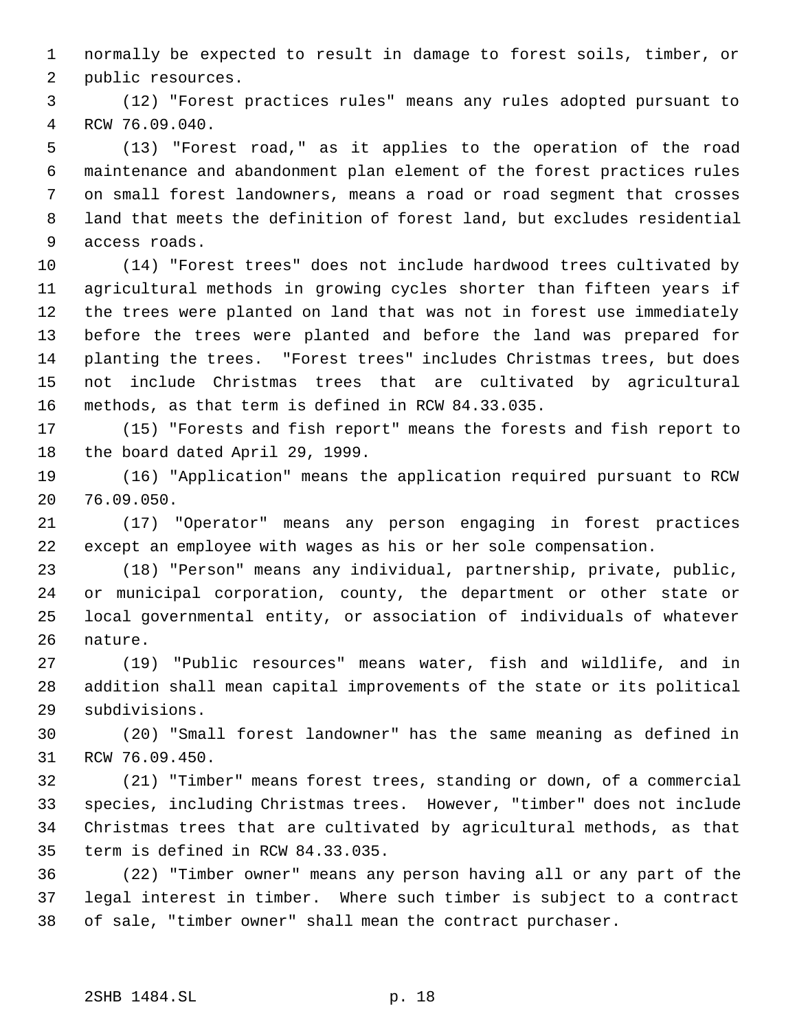normally be expected to result in damage to forest soils, timber, or public resources.

(12) "Forest practices rules" means any rules adopted pursuant to RCW 76.09.040.

(13) "Forest road," as it applies to the operation of the road maintenance and abandonment plan element of the forest practices rules on small forest landowners, means a road or road segment that crosses land that meets the definition of forest land, but excludes residential access roads.

(14) "Forest trees" does not include hardwood trees cultivated by agricultural methods in growing cycles shorter than fifteen years if the trees were planted on land that was not in forest use immediately before the trees were planted and before the land was prepared for planting the trees. "Forest trees" includes Christmas trees, but does not include Christmas trees that are cultivated by agricultural methods, as that term is defined in RCW 84.33.035.

(15) "Forests and fish report" means the forests and fish report to the board dated April 29, 1999.

(16) "Application" means the application required pursuant to RCW 76.09.050.

(17) "Operator" means any person engaging in forest practices except an employee with wages as his or her sole compensation.

(18) "Person" means any individual, partnership, private, public, or municipal corporation, county, the department or other state or local governmental entity, or association of individuals of whatever nature.

(19) "Public resources" means water, fish and wildlife, and in addition shall mean capital improvements of the state or its political subdivisions.

(20) "Small forest landowner" has the same meaning as defined in RCW 76.09.450.

(21) "Timber" means forest trees, standing or down, of a commercial species, including Christmas trees. However, "timber" does not include Christmas trees that are cultivated by agricultural methods, as that term is defined in RCW 84.33.035.

(22) "Timber owner" means any person having all or any part of the legal interest in timber. Where such timber is subject to a contract of sale, "timber owner" shall mean the contract purchaser.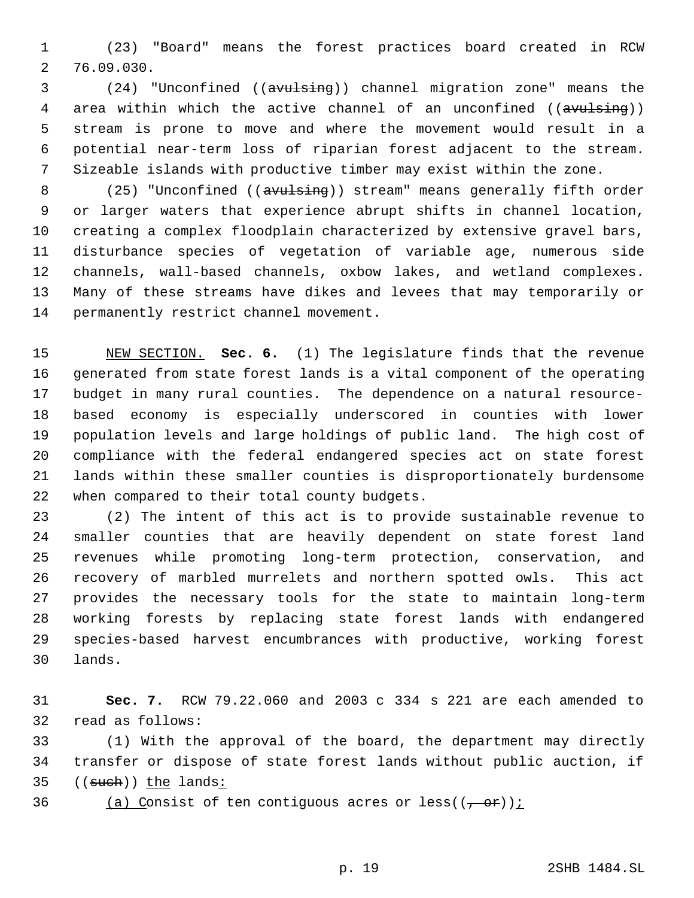(23) "Board" means the forest practices board created in RCW 76.09.030.

(24) "Unconfined ((~~avulsing~~)) channel migration zone" means the area within which the active channel of an unconfined ((~~avulsing~~)) stream is prone to move and where the movement would result in a potential near-term loss of riparian forest adjacent to the stream. Sizeable islands with productive timber may exist within the zone.

(25) "Unconfined ((~~avulsing~~)) stream" means generally fifth order or larger waters that experience abrupt shifts in channel location, creating a complex floodplain characterized by extensive gravel bars, disturbance species of vegetation of variable age, numerous side channels, wall-based channels, oxbow lakes, and wetland complexes. Many of these streams have dikes and levees that may temporarily or permanently restrict channel movement.

<u>NEW SECTION.</u> **Sec. 6.** (1) The legislature finds that the revenue generated from state forest lands is a vital component of the operating budget in many rural counties. The dependence on a natural resource-based economy is especially underscored in counties with lower population levels and large holdings of public land. The high cost of compliance with the federal endangered species act on state forest lands within these smaller counties is disproportionately burdensome when compared to their total county budgets.

(2) The intent of this act is to provide sustainable revenue to smaller counties that are heavily dependent on state forest land revenues while promoting long-term protection, conservation, and recovery of marbled murrelets and northern spotted owls. This act provides the necessary tools for the state to maintain long-term working forests by replacing state forest lands with endangered species-based harvest encumbrances with productive, working forest lands.

**Sec. 7.** RCW 79.22.060 and 2003 c 334 s 221 are each amended to read as follows:

(1) With the approval of the board, the department may directly transfer or dispose of state forest lands without public auction, if ((~~such~~)) <u>the</u> lands<u>:</u>

<u>(a) C</u>onsist of ten contiguous acres or less((~~, or~~))<u>;</u>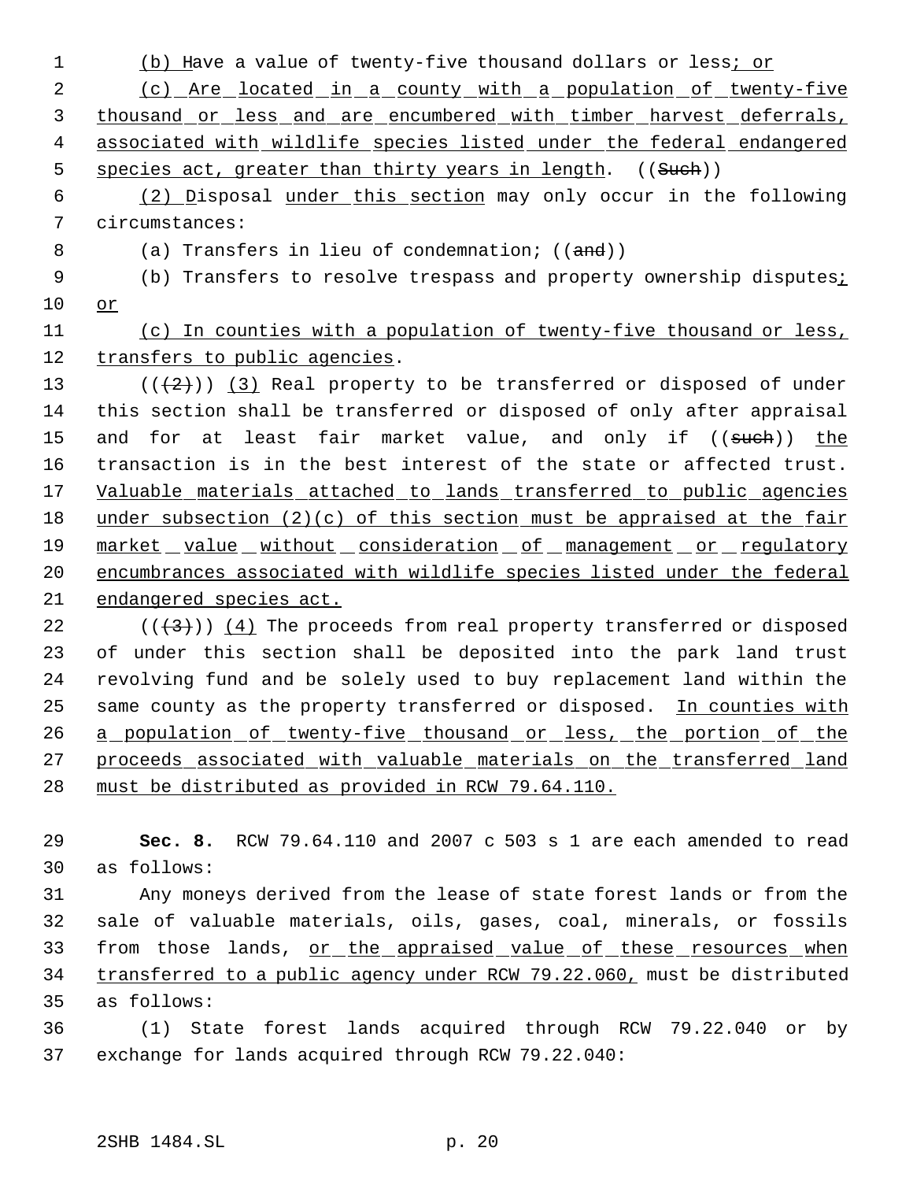(b) Have a value of twenty-five thousand dollars or less; or

(c) Are located in a county with a population of twenty-five thousand or less and are encumbered with timber harvest deferrals, associated with wildlife species listed under the federal endangered species act, greater than thirty years in length. ((Such))

(2) Disposal under this section may only occur in the following circumstances:

(a) Transfers in lieu of condemnation; ((and))

(b) Transfers to resolve trespass and property ownership disputes; or

(c) In counties with a population of twenty-five thousand or less, transfers to public agencies.

(((2))) (3) Real property to be transferred or disposed of under this section shall be transferred or disposed of only after appraisal and for at least fair market value, and only if ((such)) the transaction is in the best interest of the state or affected trust. Valuable materials attached to lands transferred to public agencies under subsection (2)(c) of this section must be appraised at the fair market value without consideration of management or regulatory encumbrances associated with wildlife species listed under the federal endangered species act.

(((3))) (4) The proceeds from real property transferred or disposed of under this section shall be deposited into the park land trust revolving fund and be solely used to buy replacement land within the same county as the property transferred or disposed. In counties with a population of twenty-five thousand or less, the portion of the proceeds associated with valuable materials on the transferred land must be distributed as provided in RCW 79.64.110.

**Sec. 8.** RCW 79.64.110 and 2007 c 503 s 1 are each amended to read as follows:

Any moneys derived from the lease of state forest lands or from the sale of valuable materials, oils, gases, coal, minerals, or fossils from those lands, or the appraised value of these resources when transferred to a public agency under RCW 79.22.060, must be distributed as follows:

(1) State forest lands acquired through RCW 79.22.040 or by exchange for lands acquired through RCW 79.22.040: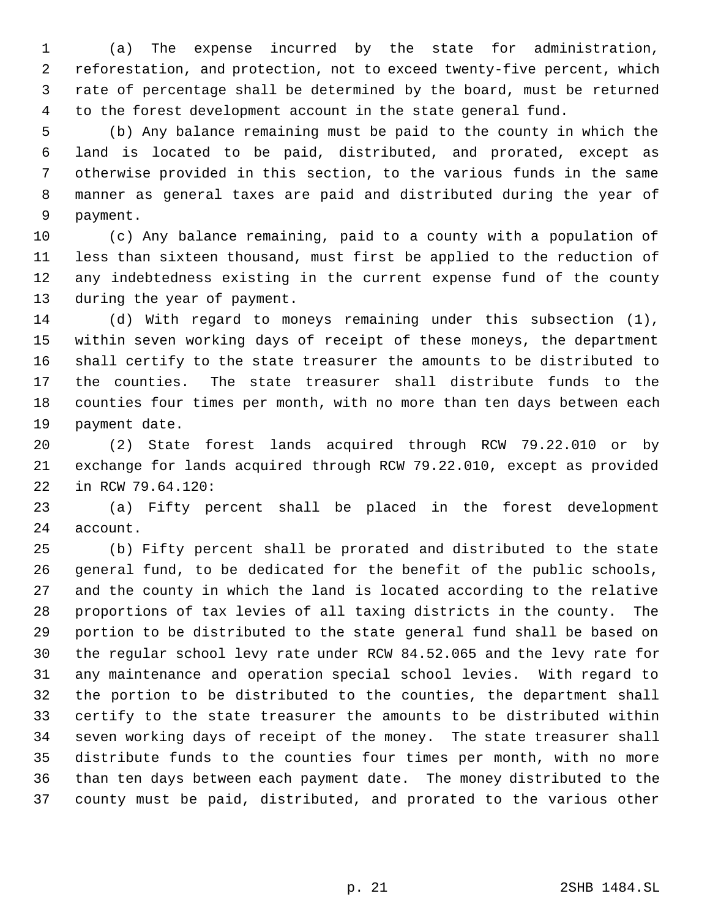(a) The expense incurred by the state for administration, reforestation, and protection, not to exceed twenty-five percent, which rate of percentage shall be determined by the board, must be returned to the forest development account in the state general fund.

(b) Any balance remaining must be paid to the county in which the land is located to be paid, distributed, and prorated, except as otherwise provided in this section, to the various funds in the same manner as general taxes are paid and distributed during the year of payment.

(c) Any balance remaining, paid to a county with a population of less than sixteen thousand, must first be applied to the reduction of any indebtedness existing in the current expense fund of the county during the year of payment.

(d) With regard to moneys remaining under this subsection (1), within seven working days of receipt of these moneys, the department shall certify to the state treasurer the amounts to be distributed to the counties. The state treasurer shall distribute funds to the counties four times per month, with no more than ten days between each payment date.

(2) State forest lands acquired through RCW 79.22.010 or by exchange for lands acquired through RCW 79.22.010, except as provided in RCW 79.64.120:

(a) Fifty percent shall be placed in the forest development account.

(b) Fifty percent shall be prorated and distributed to the state general fund, to be dedicated for the benefit of the public schools, and the county in which the land is located according to the relative proportions of tax levies of all taxing districts in the county. The portion to be distributed to the state general fund shall be based on the regular school levy rate under RCW 84.52.065 and the levy rate for any maintenance and operation special school levies. With regard to the portion to be distributed to the counties, the department shall certify to the state treasurer the amounts to be distributed within seven working days of receipt of the money. The state treasurer shall distribute funds to the counties four times per month, with no more than ten days between each payment date. The money distributed to the county must be paid, distributed, and prorated to the various other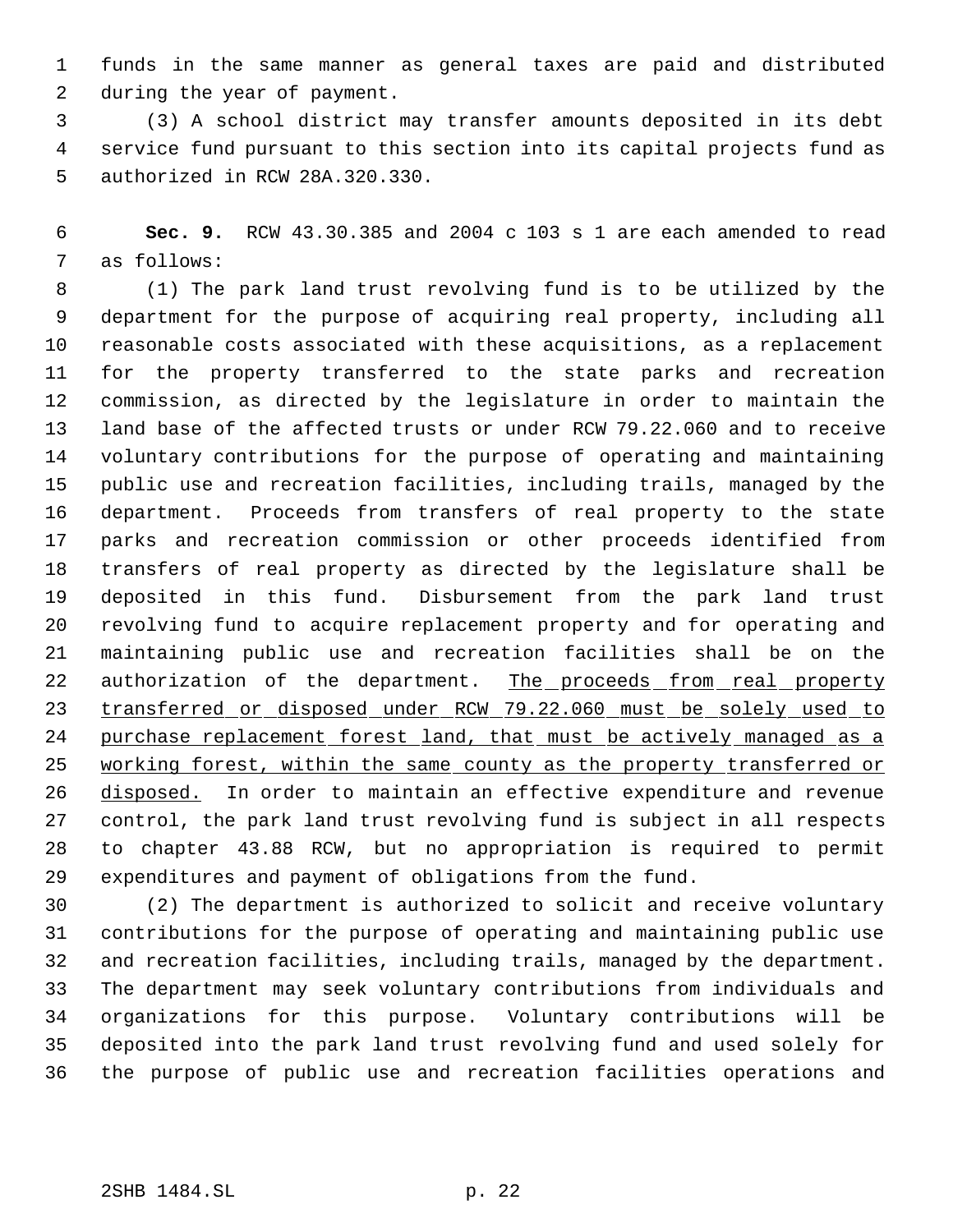funds in the same manner as general taxes are paid and distributed during the year of payment.

(3) A school district may transfer amounts deposited in its debt service fund pursuant to this section into its capital projects fund as authorized in RCW 28A.320.330.

**Sec. 9.** RCW 43.30.385 and 2004 c 103 s 1 are each amended to read as follows:

(1) The park land trust revolving fund is to be utilized by the department for the purpose of acquiring real property, including all reasonable costs associated with these acquisitions, as a replacement for the property transferred to the state parks and recreation commission, as directed by the legislature in order to maintain the land base of the affected trusts or under RCW 79.22.060 and to receive voluntary contributions for the purpose of operating and maintaining public use and recreation facilities, including trails, managed by the department. Proceeds from transfers of real property to the state parks and recreation commission or other proceeds identified from transfers of real property as directed by the legislature shall be deposited in this fund. Disbursement from the park land trust revolving fund to acquire replacement property and for operating and maintaining public use and recreation facilities shall be on the authorization of the department. <u>The proceeds from real property transferred or disposed under RCW 79.22.060 must be solely used to purchase replacement forest land, that must be actively managed as a working forest, within the same county as the property transferred or disposed.</u> In order to maintain an effective expenditure and revenue control, the park land trust revolving fund is subject in all respects to chapter 43.88 RCW, but no appropriation is required to permit expenditures and payment of obligations from the fund.

(2) The department is authorized to solicit and receive voluntary contributions for the purpose of operating and maintaining public use and recreation facilities, including trails, managed by the department. The department may seek voluntary contributions from individuals and organizations for this purpose. Voluntary contributions will be deposited into the park land trust revolving fund and used solely for the purpose of public use and recreation facilities operations and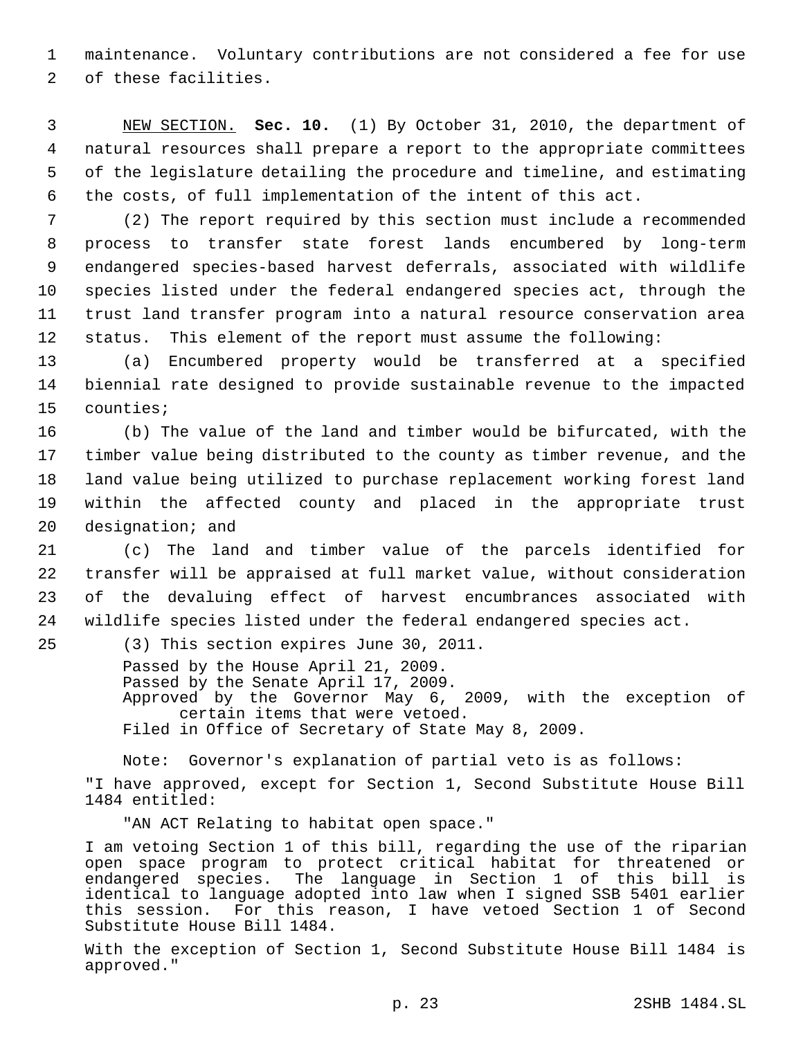maintenance. Voluntary contributions are not considered a fee for use of these facilities.

NEW SECTION. **Sec. 10.** (1) By October 31, 2010, the department of natural resources shall prepare a report to the appropriate committees of the legislature detailing the procedure and timeline, and estimating the costs, of full implementation of the intent of this act.

(2) The report required by this section must include a recommended process to transfer state forest lands encumbered by long-term endangered species-based harvest deferrals, associated with wildlife species listed under the federal endangered species act, through the trust land transfer program into a natural resource conservation area status. This element of the report must assume the following:

(a) Encumbered property would be transferred at a specified biennial rate designed to provide sustainable revenue to the impacted counties;

(b) The value of the land and timber would be bifurcated, with the timber value being distributed to the county as timber revenue, and the land value being utilized to purchase replacement working forest land within the affected county and placed in the appropriate trust designation; and

(c) The land and timber value of the parcels identified for transfer will be appraised at full market value, without consideration of the devaluing effect of harvest encumbrances associated with wildlife species listed under the federal endangered species act.

(3) This section expires June 30, 2011.

Passed by the House April 21, 2009.
Passed by the Senate April 17, 2009.
Approved by the Governor May 6, 2009, with the exception of certain items that were vetoed.
Filed in Office of Secretary of State May 8, 2009.

Note: Governor's explanation of partial veto is as follows:

"I have approved, except for Section 1, Second Substitute House Bill 1484 entitled:

"AN ACT Relating to habitat open space."

I am vetoing Section 1 of this bill, regarding the use of the riparian open space program to protect critical habitat for threatened or endangered species. The language in Section 1 of this bill is identical to language adopted into law when I signed SSB 5401 earlier this session. For this reason, I have vetoed Section 1 of Second Substitute House Bill 1484.

With the exception of Section 1, Second Substitute House Bill 1484 is approved."